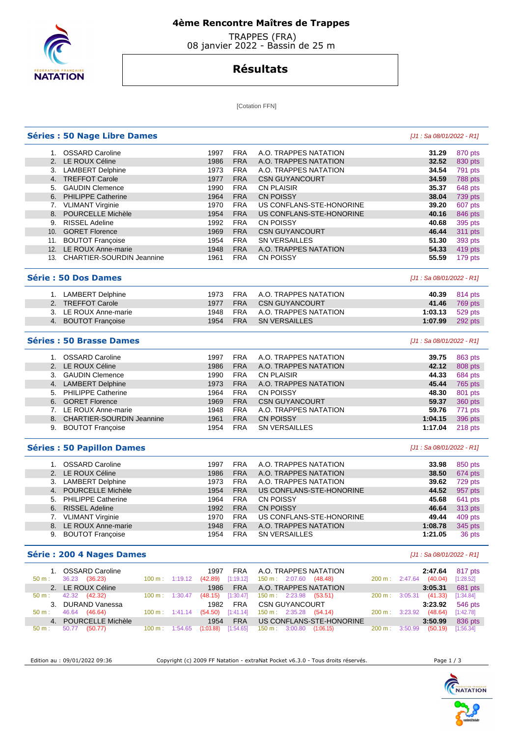# 4ème Rencontre Maîtres de Trappes

TRAPPES (FRA)
08 janvier 2022 - Bassin de 25 m

## Résultats

[Cotation FFN]

### Séries : 50 Nage Libre Dames

*[J1 : Sa 08/01/2022 - R1]*

| | | | | | | |
|---|---|---|---|---|---|---|
| 1. | OSSARD Caroline | 1997 | FRA | A.O. TRAPPES NATATION | **31.29** | 870 pts |
| 2. | LE ROUX Céline | 1986 | FRA | A.O. TRAPPES NATATION | **32.52** | 830 pts |
| 3. | LAMBERT Delphine | 1973 | FRA | A.O. TRAPPES NATATION | **34.54** | 791 pts |
| 4. | TREFFOT Carole | 1977 | FRA | CSN GUYANCOURT | **34.59** | 788 pts |
| 5. | GAUDIN Clemence | 1990 | FRA | CN PLAISIR | **35.37** | 648 pts |
| 6. | PHILIPPE Catherine | 1964 | FRA | CN POISSY | **38.04** | 739 pts |
| 7. | VLIMANT Virginie | 1970 | FRA | US CONFLANS-STE-HONORINE | **39.20** | 607 pts |
| 8. | POURCELLE Michèle | 1954 | FRA | US CONFLANS-STE-HONORINE | **40.16** | 846 pts |
| 9. | RISSEL Adeline | 1992 | FRA | CN POISSY | **40.68** | 395 pts |
| 10. | GORET Florence | 1969 | FRA | CSN GUYANCOURT | **46.44** | 311 pts |
| 11. | BOUTOT Françoise | 1954 | FRA | SN VERSAILLES | **51.30** | 393 pts |
| 12. | LE ROUX Anne-marie | 1948 | FRA | A.O. TRAPPES NATATION | **54.33** | 419 pts |
| 13. | CHARTIER-SOURDIN Jeannine | 1961 | FRA | CN POISSY | **55.59** | 179 pts |

### Série : 50 Dos Dames

*[J1 : Sa 08/01/2022 - R1]*

| | | | | | | |
|---|---|---|---|---|---|---|
| 1. | LAMBERT Delphine | 1973 | FRA | A.O. TRAPPES NATATION | **40.39** | 814 pts |
| 2. | TREFFOT Carole | 1977 | FRA | CSN GUYANCOURT | **41.46** | 769 pts |
| 3. | LE ROUX Anne-marie | 1948 | FRA | A.O. TRAPPES NATATION | **1:03.13** | 529 pts |
| 4. | BOUTOT Françoise | 1954 | FRA | SN VERSAILLES | **1:07.99** | 292 pts |

### Séries : 50 Brasse Dames

*[J1 : Sa 08/01/2022 - R1]*

| | | | | | | |
|---|---|---|---|---|---|---|
| 1. | OSSARD Caroline | 1997 | FRA | A.O. TRAPPES NATATION | **39.75** | 863 pts |
| 2. | LE ROUX Céline | 1986 | FRA | A.O. TRAPPES NATATION | **42.12** | 808 pts |
| 3. | GAUDIN Clemence | 1990 | FRA | CN PLAISIR | **44.33** | 684 pts |
| 4. | LAMBERT Delphine | 1973 | FRA | A.O. TRAPPES NATATION | **45.44** | 765 pts |
| 5. | PHILIPPE Catherine | 1964 | FRA | CN POISSY | **48.30** | 801 pts |
| 6. | GORET Florence | 1969 | FRA | CSN GUYANCOURT | **59.37** | 360 pts |
| 7. | LE ROUX Anne-marie | 1948 | FRA | A.O. TRAPPES NATATION | **59.76** | 771 pts |
| 8. | CHARTIER-SOURDIN Jeannine | 1961 | FRA | CN POISSY | **1:04.15** | 396 pts |
| 9. | BOUTOT Françoise | 1954 | FRA | SN VERSAILLES | **1:17.04** | 218 pts |

### Séries : 50 Papillon Dames

*[J1 : Sa 08/01/2022 - R1]*

| | | | | | | |
|---|---|---|---|---|---|---|
| 1. | OSSARD Caroline | 1997 | FRA | A.O. TRAPPES NATATION | **33.98** | 850 pts |
| 2. | LE ROUX Céline | 1986 | FRA | A.O. TRAPPES NATATION | **38.50** | 674 pts |
| 3. | LAMBERT Delphine | 1973 | FRA | A.O. TRAPPES NATATION | **39.62** | 729 pts |
| 4. | POURCELLE Michèle | 1954 | FRA | US CONFLANS-STE-HONORINE | **44.52** | 957 pts |
| 5. | PHILIPPE Catherine | 1964 | FRA | CN POISSY | **45.68** | 641 pts |
| 6. | RISSEL Adeline | 1992 | FRA | CN POISSY | **46.64** | 313 pts |
| 7. | VLIMANT Virginie | 1970 | FRA | US CONFLANS-STE-HONORINE | **49.44** | 409 pts |
| 8. | LE ROUX Anne-marie | 1948 | FRA | A.O. TRAPPES NATATION | **1:08.78** | 345 pts |
| 9. | BOUTOT Françoise | 1954 | FRA | SN VERSAILLES | **1:21.05** | 36 pts |

### Série : 200 4 Nages Dames

*[J1 : Sa 08/01/2022 - R1]*

| | | | | | | |
|---|---|---|---|---|---|---|
| 1. | OSSARD Caroline | 1997 | FRA | A.O. TRAPPES NATATION | **2:47.64** | 817 pts |
| | 50 m : 36.23 (36.23) | 100 m : 1:19.12 (42.89) [1:19.12] | | 150 m : 2:07.60 (48.48) | 200 m : 2:47.64 (40.04) | [1:28.52] |
| 2. | LE ROUX Céline | 1986 | FRA | A.O. TRAPPES NATATION | **3:05.31** | 681 pts |
| | 50 m : 42.32 (42.32) | 100 m : 1:30.47 (48.15) [1:30.47] | | 150 m : 2:23.98 (53.51) | 200 m : 3:05.31 (41.33) | [1:34.84] |
| 3. | DURAND Vanessa | 1982 | FRA | CSN GUYANCOURT | **3:23.92** | 546 pts |
| | 50 m : 46.64 (46.64) | 100 m : 1:41.14 (54.50) [1:41.14] | | 150 m : 2:35.28 (54.14) | 200 m : 3:23.92 (48.64) | [1:42.78] |
| 4. | POURCELLE Michèle | 1954 | FRA | US CONFLANS-STE-HONORINE | **3:50.99** | 836 pts |
| | 50 m : 50.77 (50.77) | 100 m : 1:54.65 (1:03.88) [1:54.65] | | 150 m : 3:00.80 (1:06.15) | 200 m : 3:50.99 (50.19) | [1:56.34] |

Edition au : 09/01/2022 09:36 — Copyright (c) 2009 FF Natation - extraNat Pocket v6.3.0 - Tous droits réservés.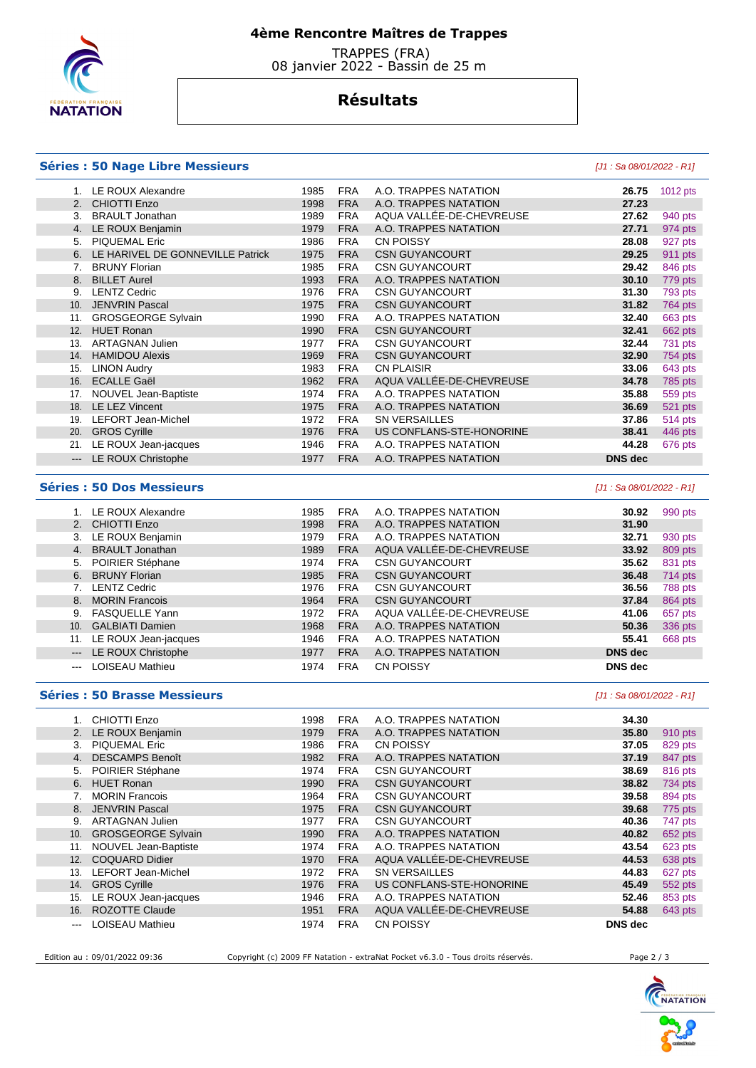# 4ème Rencontre Maîtres de Trappes

TRAPPES (FRA)
08 janvier 2022 - Bassin de 25 m

## Résultats

### Séries : 50 Nage Libre Messieurs

*[J1 : Sa 08/01/2022 - R1]*

| | Nom | Année | Nat. | Club | Temps | Points |
|---|---|---|---|---|---|---|
| 1. | LE ROUX Alexandre | 1985 | FRA | A.O. TRAPPES NATATION | **26.75** | 1012 pts |
| 2. | CHIOTTI Enzo | 1998 | FRA | A.O. TRAPPES NATATION | **27.23** | |
| 3. | BRAULT Jonathan | 1989 | FRA | AQUA VALLÉE-DE-CHEVREUSE | **27.62** | 940 pts |
| 4. | LE ROUX Benjamin | 1979 | FRA | A.O. TRAPPES NATATION | **27.71** | 974 pts |
| 5. | PIQUEMAL Eric | 1986 | FRA | CN POISSY | **28.08** | 927 pts |
| 6. | LE HARIVEL DE GONNEVILLE Patrick | 1975 | FRA | CSN GUYANCOURT | **29.25** | 911 pts |
| 7. | BRUNY Florian | 1985 | FRA | CSN GUYANCOURT | **29.42** | 846 pts |
| 8. | BILLET Aurel | 1993 | FRA | A.O. TRAPPES NATATION | **30.10** | 779 pts |
| 9. | LENTZ Cedric | 1976 | FRA | CSN GUYANCOURT | **31.30** | 793 pts |
| 10. | JENVRIN Pascal | 1975 | FRA | CSN GUYANCOURT | **31.82** | 764 pts |
| 11. | GROSGEORGE Sylvain | 1990 | FRA | A.O. TRAPPES NATATION | **32.40** | 663 pts |
| 12. | HUET Ronan | 1990 | FRA | CSN GUYANCOURT | **32.41** | 662 pts |
| 13. | ARTAGNAN Julien | 1977 | FRA | CSN GUYANCOURT | **32.44** | 731 pts |
| 14. | HAMIDOU Alexis | 1969 | FRA | CSN GUYANCOURT | **32.90** | 754 pts |
| 15. | LINON Audry | 1983 | FRA | CN PLAISIR | **33.06** | 643 pts |
| 16. | ECALLE Gaël | 1962 | FRA | AQUA VALLÉE-DE-CHEVREUSE | **34.78** | 785 pts |
| 17. | NOUVEL Jean-Baptiste | 1974 | FRA | A.O. TRAPPES NATATION | **35.88** | 559 pts |
| 18. | LE LEZ Vincent | 1975 | FRA | A.O. TRAPPES NATATION | **36.69** | 521 pts |
| 19. | LEFORT Jean-Michel | 1972 | FRA | SN VERSAILLES | **37.86** | 514 pts |
| 20. | GROS Cyrille | 1976 | FRA | US CONFLANS-STE-HONORINE | **38.41** | 446 pts |
| 21. | LE ROUX Jean-jacques | 1946 | FRA | A.O. TRAPPES NATATION | **44.28** | 676 pts |
| --- | LE ROUX Christophe | 1977 | FRA | A.O. TRAPPES NATATION | **DNS dec** | |

### Séries : 50 Dos Messieurs

*[J1 : Sa 08/01/2022 - R1]*

| | Nom | Année | Nat. | Club | Temps | Points |
|---|---|---|---|---|---|---|
| 1. | LE ROUX Alexandre | 1985 | FRA | A.O. TRAPPES NATATION | **30.92** | 990 pts |
| 2. | CHIOTTI Enzo | 1998 | FRA | A.O. TRAPPES NATATION | **31.90** | |
| 3. | LE ROUX Benjamin | 1979 | FRA | A.O. TRAPPES NATATION | **32.71** | 930 pts |
| 4. | BRAULT Jonathan | 1989 | FRA | AQUA VALLÉE-DE-CHEVREUSE | **33.92** | 809 pts |
| 5. | POIRIER Stéphane | 1974 | FRA | CSN GUYANCOURT | **35.62** | 831 pts |
| 6. | BRUNY Florian | 1985 | FRA | CSN GUYANCOURT | **36.48** | 714 pts |
| 7. | LENTZ Cedric | 1976 | FRA | CSN GUYANCOURT | **36.56** | 788 pts |
| 8. | MORIN Francois | 1964 | FRA | CSN GUYANCOURT | **37.84** | 864 pts |
| 9. | FASQUELLE Yann | 1972 | FRA | AQUA VALLÉE-DE-CHEVREUSE | **41.06** | 657 pts |
| 10. | GALBIATI Damien | 1968 | FRA | A.O. TRAPPES NATATION | **50.36** | 336 pts |
| 11. | LE ROUX Jean-jacques | 1946 | FRA | A.O. TRAPPES NATATION | **55.41** | 668 pts |
| --- | LE ROUX Christophe | 1977 | FRA | A.O. TRAPPES NATATION | **DNS dec** | |
| --- | LOISEAU Mathieu | 1974 | FRA | CN POISSY | **DNS dec** | |

### Séries : 50 Brasse Messieurs

*[J1 : Sa 08/01/2022 - R1]*

| | Nom | Année | Nat. | Club | Temps | Points |
|---|---|---|---|---|---|---|
| 1. | CHIOTTI Enzo | 1998 | FRA | A.O. TRAPPES NATATION | **34.30** | |
| 2. | LE ROUX Benjamin | 1979 | FRA | A.O. TRAPPES NATATION | **35.80** | 910 pts |
| 3. | PIQUEMAL Eric | 1986 | FRA | CN POISSY | **37.05** | 829 pts |
| 4. | DESCAMPS Benoît | 1982 | FRA | A.O. TRAPPES NATATION | **37.19** | 847 pts |
| 5. | POIRIER Stéphane | 1974 | FRA | CSN GUYANCOURT | **38.69** | 816 pts |
| 6. | HUET Ronan | 1990 | FRA | CSN GUYANCOURT | **38.82** | 734 pts |
| 7. | MORIN Francois | 1964 | FRA | CSN GUYANCOURT | **39.58** | 894 pts |
| 8. | JENVRIN Pascal | 1975 | FRA | CSN GUYANCOURT | **39.68** | 775 pts |
| 9. | ARTAGNAN Julien | 1977 | FRA | CSN GUYANCOURT | **40.36** | 747 pts |
| 10. | GROSGEORGE Sylvain | 1990 | FRA | A.O. TRAPPES NATATION | **40.82** | 652 pts |
| 11. | NOUVEL Jean-Baptiste | 1974 | FRA | A.O. TRAPPES NATATION | **43.54** | 623 pts |
| 12. | COQUARD Didier | 1970 | FRA | AQUA VALLÉE-DE-CHEVREUSE | **44.53** | 638 pts |
| 13. | LEFORT Jean-Michel | 1972 | FRA | SN VERSAILLES | **44.83** | 627 pts |
| 14. | GROS Cyrille | 1976 | FRA | US CONFLANS-STE-HONORINE | **45.49** | 552 pts |
| 15. | LE ROUX Jean-jacques | 1946 | FRA | A.O. TRAPPES NATATION | **52.46** | 853 pts |
| 16. | ROZOTTE Claude | 1951 | FRA | AQUA VALLÉE-DE-CHEVREUSE | **54.88** | 643 pts |
| --- | LOISEAU Mathieu | 1974 | FRA | CN POISSY | **DNS dec** | |

Edition au : 09/01/2022 09:36 — Copyright (c) 2009 FF Natation - extraNat Pocket v6.3.0 - Tous droits réservés.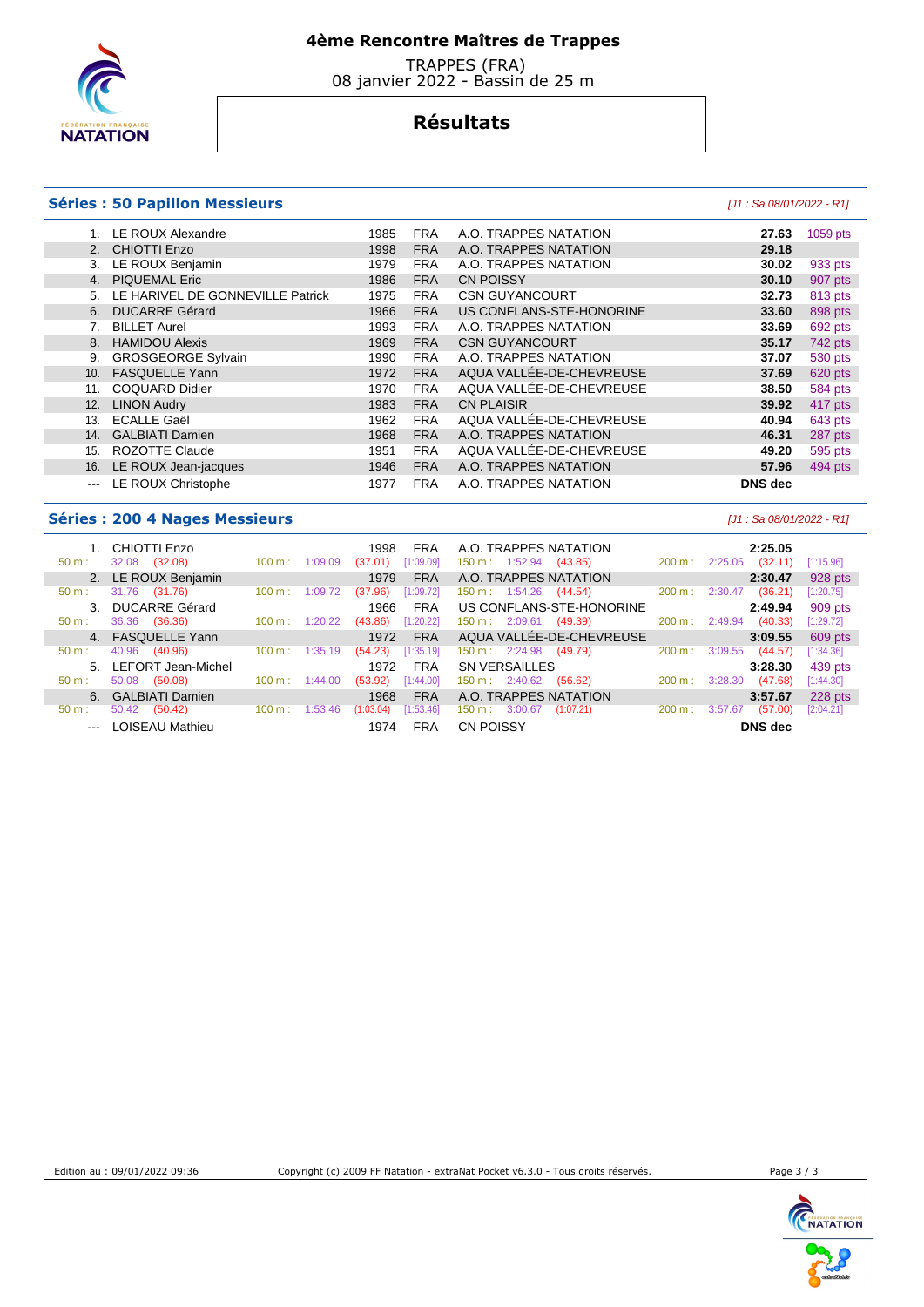# 4ème Rencontre Maîtres de Trappes

TRAPPES (FRA)
08 janvier 2022 - Bassin de 25 m

## Résultats

### Séries : 50 Papillon Messieurs

*[J1 : Sa 08/01/2022 - R1]*

| | | | | | | |
|---|---|---|---|---|---|---|
| 1. | LE ROUX Alexandre | 1985 | FRA | A.O. TRAPPES NATATION | 27.63 | 1059 pts |
| 2. | CHIOTTI Enzo | 1998 | FRA | A.O. TRAPPES NATATION | 29.18 | |
| 3. | LE ROUX Benjamin | 1979 | FRA | A.O. TRAPPES NATATION | 30.02 | 933 pts |
| 4. | PIQUEMAL Eric | 1986 | FRA | CN POISSY | 30.10 | 907 pts |
| 5. | LE HARIVEL DE GONNEVILLE Patrick | 1975 | FRA | CSN GUYANCOURT | 32.73 | 813 pts |
| 6. | DUCARRE Gérard | 1966 | FRA | US CONFLANS-STE-HONORINE | 33.60 | 898 pts |
| 7. | BILLET Aurel | 1993 | FRA | A.O. TRAPPES NATATION | 33.69 | 692 pts |
| 8. | HAMIDOU Alexis | 1969 | FRA | CSN GUYANCOURT | 35.17 | 742 pts |
| 9. | GROSGEORGE Sylvain | 1990 | FRA | A.O. TRAPPES NATATION | 37.07 | 530 pts |
| 10. | FASQUELLE Yann | 1972 | FRA | AQUA VALLÉE-DE-CHEVREUSE | 37.69 | 620 pts |
| 11. | COQUARD Didier | 1970 | FRA | AQUA VALLÉE-DE-CHEVREUSE | 38.50 | 584 pts |
| 12. | LINON Audry | 1983 | FRA | CN PLAISIR | 39.92 | 417 pts |
| 13. | ECALLE Gaël | 1962 | FRA | AQUA VALLÉE-DE-CHEVREUSE | 40.94 | 643 pts |
| 14. | GALBIATI Damien | 1968 | FRA | A.O. TRAPPES NATATION | 46.31 | 287 pts |
| 15. | ROZOTTE Claude | 1951 | FRA | AQUA VALLÉE-DE-CHEVREUSE | 49.20 | 595 pts |
| 16. | LE ROUX Jean-jacques | 1946 | FRA | A.O. TRAPPES NATATION | 57.96 | 494 pts |
| --- | LE ROUX Christophe | 1977 | FRA | A.O. TRAPPES NATATION | DNS dec | |

### Séries : 200 4 Nages Messieurs

*[J1 : Sa 08/01/2022 - R1]*

| | | | | | | |
|---|---|---|---|---|---|---|
| 1. | CHIOTTI Enzo | 1998 | FRA | A.O. TRAPPES NATATION | 2:25.05 | |
| | 50 m : 32.08 (32.08) | 100 m : 1:09.09 (37.01) [1:09.09] | | 150 m : 1:52.94 (43.85) | 200 m : 2:25.05 (32.11) | [1:15.96] |
| 2. | LE ROUX Benjamin | 1979 | FRA | A.O. TRAPPES NATATION | 2:30.47 | 928 pts |
| | 50 m : 31.76 (31.76) | 100 m : 1:09.72 (37.96) [1:09.72] | | 150 m : 1:54.26 (44.54) | 200 m : 2:30.47 (36.21) | [1:20.75] |
| 3. | DUCARRE Gérard | 1966 | FRA | US CONFLANS-STE-HONORINE | 2:49.94 | 909 pts |
| | 50 m : 36.36 (36.36) | 100 m : 1:20.22 (43.86) [1:20.22] | | 150 m : 2:09.61 (49.39) | 200 m : 2:49.94 (40.33) | [1:29.72] |
| 4. | FASQUELLE Yann | 1972 | FRA | AQUA VALLÉE-DE-CHEVREUSE | 3:09.55 | 609 pts |
| | 50 m : 40.96 (40.96) | 100 m : 1:35.19 (54.23) [1:35.19] | | 150 m : 2:24.98 (49.79) | 200 m : 3:09.55 (44.57) | [1:34.36] |
| 5. | LEFORT Jean-Michel | 1972 | FRA | SN VERSAILLES | 3:28.30 | 439 pts |
| | 50 m : 50.08 (50.08) | 100 m : 1:44.00 (53.92) [1:44.00] | | 150 m : 2:40.62 (56.62) | 200 m : 3:28.30 (47.68) | [1:44.30] |
| 6. | GALBIATI Damien | 1968 | FRA | A.O. TRAPPES NATATION | 3:57.67 | 228 pts |
| | 50 m : 50.42 (50.42) | 100 m : 1:53.46 (1:03.04) [1:53.46] | | 150 m : 3:00.67 (1:07.21) | 200 m : 3:57.67 (57.00) | [2:04.21] |
| --- | LOISEAU Mathieu | 1974 | FRA | CN POISSY | DNS dec | |

Edition au : 09/01/2022 09:36

Copyright (c) 2009 FF Natation - extraNat Pocket v6.3.0 - Tous droits réservés.